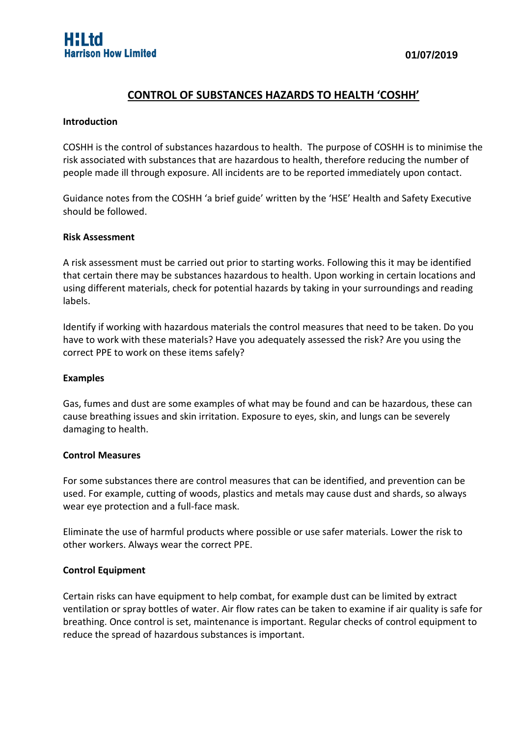**H:Ltd**
**Harrison How Limited**

**01/07/2019**

# CONTROL OF SUBSTANCES HAZARDS TO HEALTH 'COSHH'

**Introduction**

COSHH is the control of substances hazardous to health. The purpose of COSHH is to minimise the risk associated with substances that are hazardous to health, therefore reducing the number of people made ill through exposure. All incidents are to be reported immediately upon contact.

Guidance notes from the COSHH 'a brief guide' written by the 'HSE' Health and Safety Executive should be followed.

**Risk Assessment**

A risk assessment must be carried out prior to starting works. Following this it may be identified that certain there may be substances hazardous to health. Upon working in certain locations and using different materials, check for potential hazards by taking in your surroundings and reading labels.

Identify if working with hazardous materials the control measures that need to be taken. Do you have to work with these materials? Have you adequately assessed the risk? Are you using the correct PPE to work on these items safely?

**Examples**

Gas, fumes and dust are some examples of what may be found and can be hazardous, these can cause breathing issues and skin irritation. Exposure to eyes, skin, and lungs can be severely damaging to health.

**Control Measures**

For some substances there are control measures that can be identified, and prevention can be used. For example, cutting of woods, plastics and metals may cause dust and shards, so always wear eye protection and a full-face mask.

Eliminate the use of harmful products where possible or use safer materials. Lower the risk to other workers. Always wear the correct PPE.

**Control Equipment**

Certain risks can have equipment to help combat, for example dust can be limited by extract ventilation or spray bottles of water. Air flow rates can be taken to examine if air quality is safe for breathing. Once control is set, maintenance is important. Regular checks of control equipment to reduce the spread of hazardous substances is important.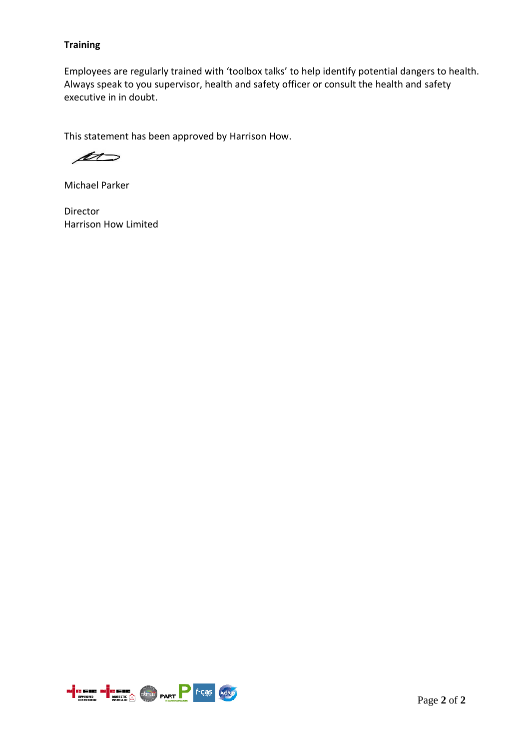**Training**

Employees are regularly trained with 'toolbox talks' to help identify potential dangers to health. Always speak to you supervisor, health and safety officer or consult the health and safety executive in in doubt.

This statement has been approved by Harrison How.

Michael Parker

Director
Harrison How Limited